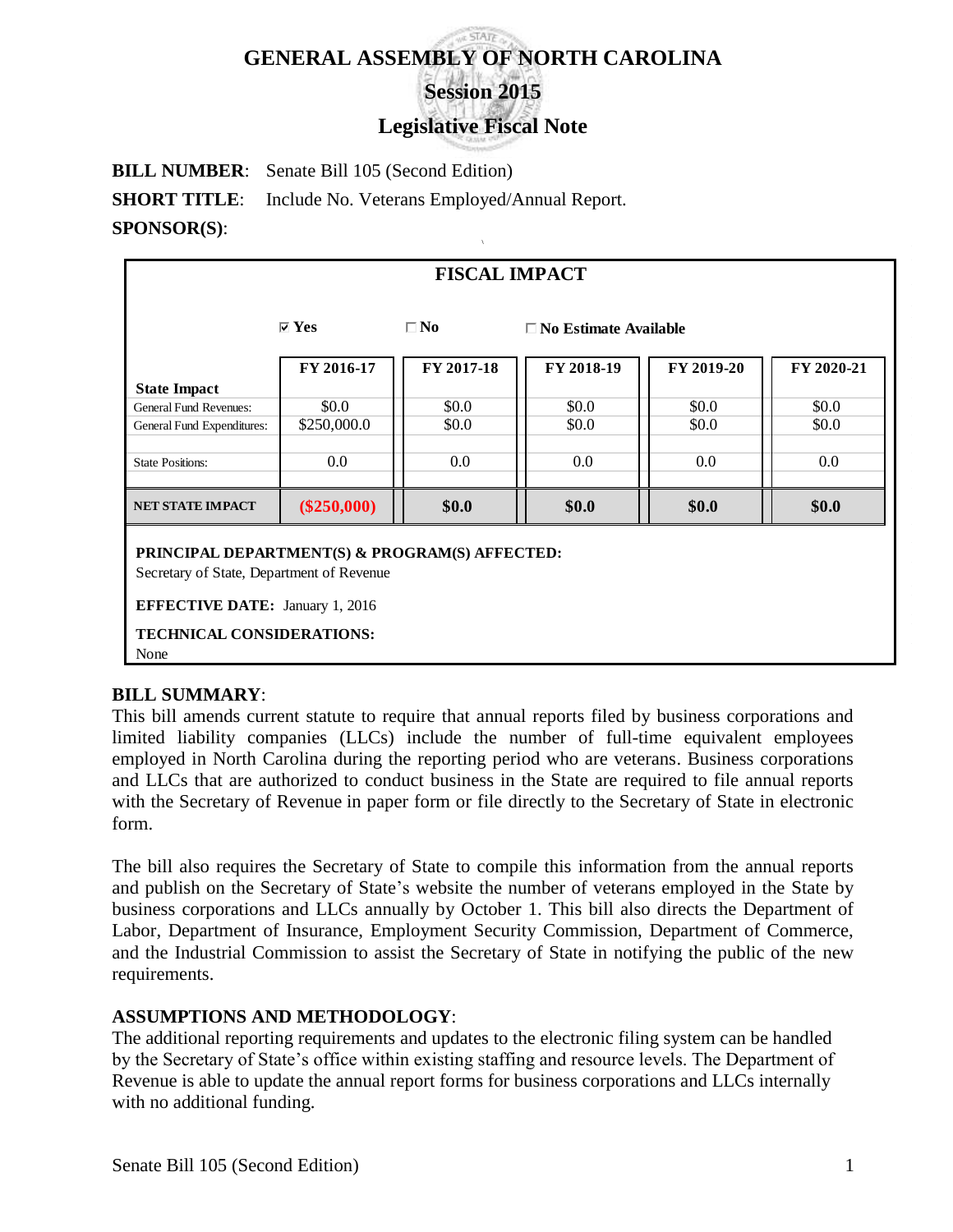# GENERAL ASSEMBLY OF NORTH CAROLINA

## Session 2015

## Legislative Fiscal Note

**BILL NUMBER**: Senate Bill 105 (Second Edition)

**SHORT TITLE**: Include No. Veterans Employed/Annual Report.

**SPONSOR(S)**:

### FISCAL IMPACT

☑ **Yes** ☐ **No** ☐ **No Estimate Available**

| State Impact | FY 2016-17 | FY 2017-18 | FY 2018-19 | FY 2019-20 | FY 2020-21 |
|---|---|---|---|---|---|
| General Fund Revenues: | $0.0 | $0.0 | $0.0 | $0.0 | $0.0 |
| General Fund Expenditures: | $250,000.0 | $0.0 | $0.0 | $0.0 | $0.0 |
| State Positions: | 0.0 | 0.0 | 0.0 | 0.0 | 0.0 |
| **NET STATE IMPACT** | **($250,000)** | **$0.0** | **$0.0** | **$0.0** | **$0.0** |

**PRINCIPAL DEPARTMENT(S) & PROGRAM(S) AFFECTED:**
Secretary of State, Department of Revenue

**EFFECTIVE DATE:** January 1, 2016

**TECHNICAL CONSIDERATIONS:**
None

**BILL SUMMARY**:
This bill amends current statute to require that annual reports filed by business corporations and limited liability companies (LLCs) include the number of full-time equivalent employees employed in North Carolina during the reporting period who are veterans. Business corporations and LLCs that are authorized to conduct business in the State are required to file annual reports with the Secretary of Revenue in paper form or file directly to the Secretary of State in electronic form.

The bill also requires the Secretary of State to compile this information from the annual reports and publish on the Secretary of State's website the number of veterans employed in the State by business corporations and LLCs annually by October 1. This bill also directs the Department of Labor, Department of Insurance, Employment Security Commission, Department of Commerce, and the Industrial Commission to assist the Secretary of State in notifying the public of the new requirements.

**ASSUMPTIONS AND METHODOLOGY**:
The additional reporting requirements and updates to the electronic filing system can be handled by the Secretary of State's office within existing staffing and resource levels. The Department of Revenue is able to update the annual report forms for business corporations and LLCs internally with no additional funding.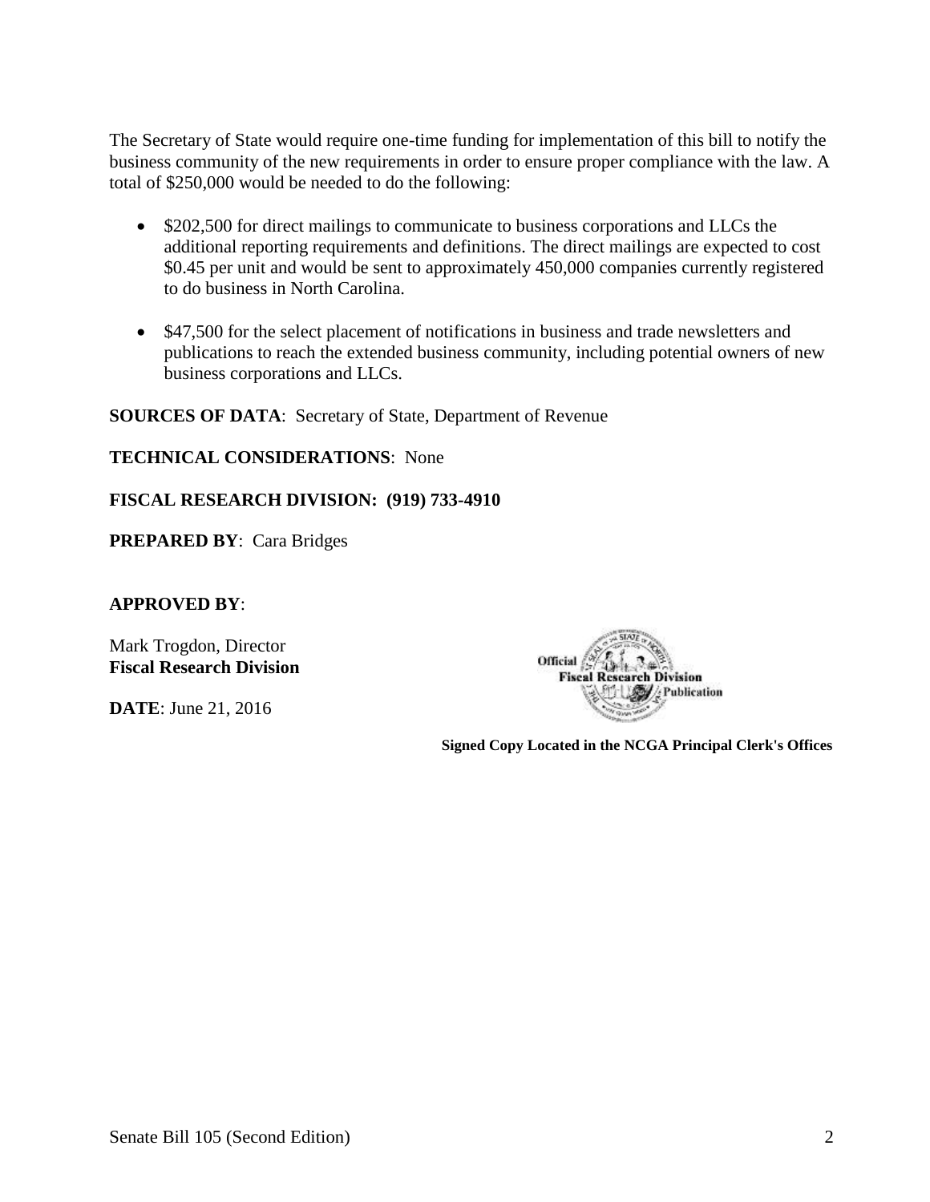The Secretary of State would require one-time funding for implementation of this bill to notify the business community of the new requirements in order to ensure proper compliance with the law. A total of $250,000 would be needed to do the following:

- $202,500 for direct mailings to communicate to business corporations and LLCs the additional reporting requirements and definitions. The direct mailings are expected to cost $0.45 per unit and would be sent to approximately 450,000 companies currently registered to do business in North Carolina.

- $47,500 for the select placement of notifications in business and trade newsletters and publications to reach the extended business community, including potential owners of new business corporations and LLCs.

**SOURCES OF DATA**: Secretary of State, Department of Revenue

**TECHNICAL CONSIDERATIONS**: None

**FISCAL RESEARCH DIVISION: (919) 733-4910**

**PREPARED BY**: Cara Bridges

**APPROVED BY**:

Mark Trogdon, Director
**Fiscal Research Division**

**DATE**: June 21, 2016

Official Fiscal Research Division Publication

**Signed Copy Located in the NCGA Principal Clerk's Offices**